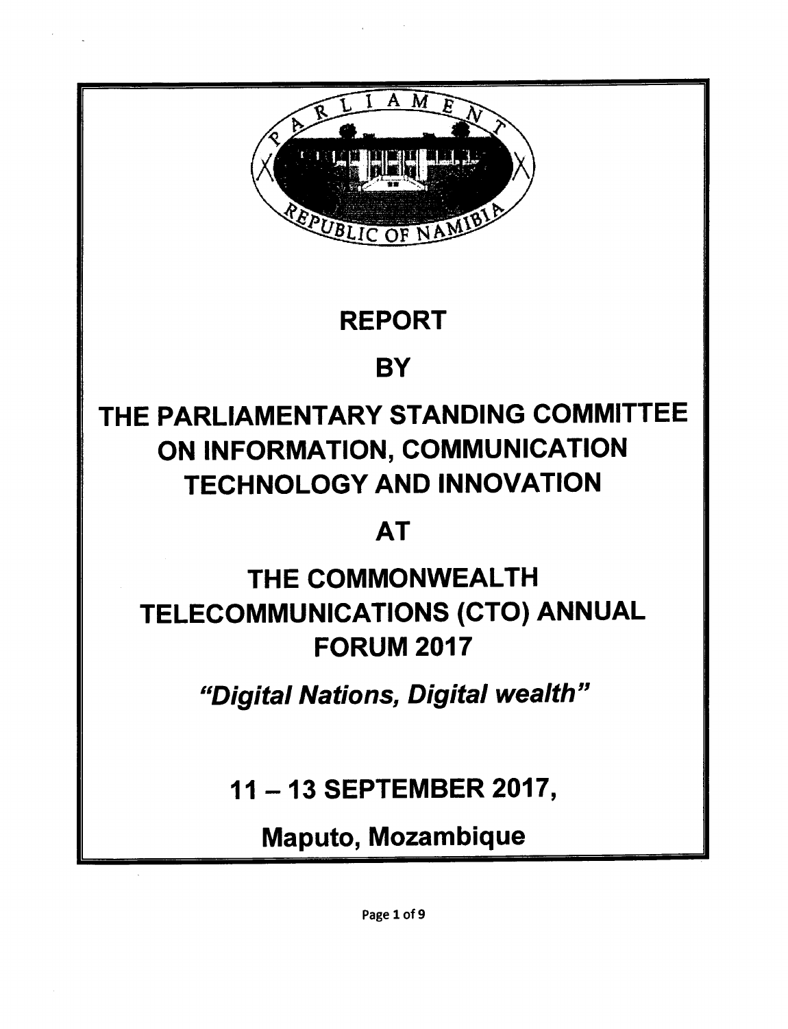# REPORT

# BY

# THE PARLIAMENTARY STANDING COMMITTEE ON INFORMATION, COMMUNICATION TECHNOLOGY AND INNOVATION

# AT

# THE COMMONWEALTH TELECOMMUNICATIONS (CTO) ANNUAL FORUM 2017

***"Digital Nations, Digital wealth"***

## 11 – 13 SEPTEMBER 2017,

## Maputo, Mozambique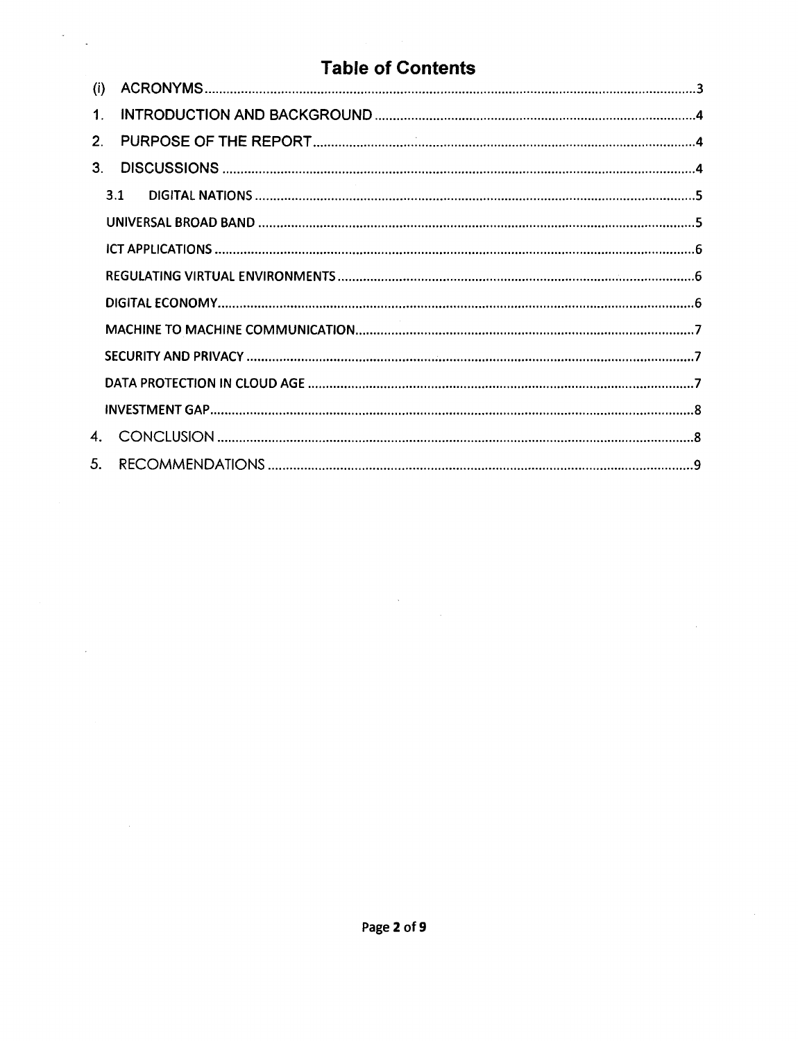# Table of Contents

(i) ACRONYMS ..... 3

1. INTRODUCTION AND BACKGROUND ..... 4
2. PURPOSE OF THE REPORT ..... 4
3. DISCUSSIONS ..... 4
   - 3.1 DIGITAL NATIONS ..... 5
   - UNIVERSAL BROAD BAND ..... 5
   - ICT APPLICATIONS ..... 6
   - REGULATING VIRTUAL ENVIRONMENTS ..... 6
   - DIGITAL ECONOMY ..... 6
   - MACHINE TO MACHINE COMMUNICATION ..... 7
   - SECURITY AND PRIVACY ..... 7
   - DATA PROTECTION IN CLOUD AGE ..... 7
   - INVESTMENT GAP ..... 8
4. CONCLUSION ..... 8
5. RECOMMENDATIONS ..... 9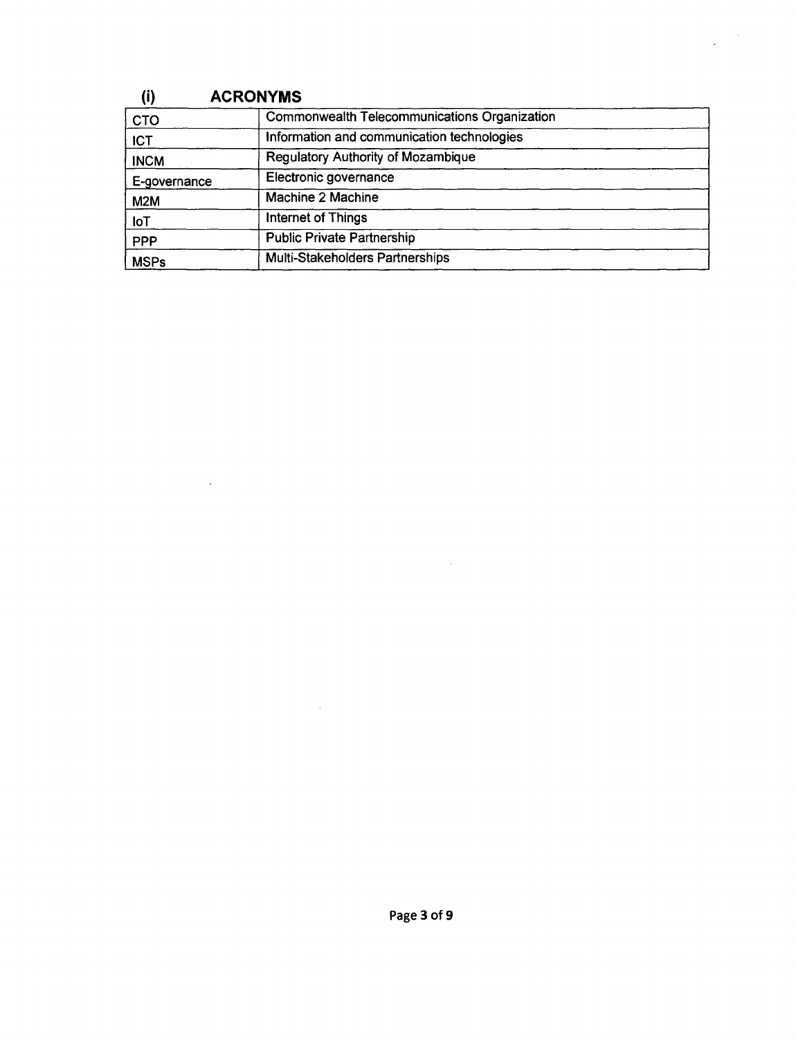## (i) ACRONYMS

| | |
|---|---|
| CTO | Commonwealth Telecommunications Organization |
| ICT | Information and communication technologies |
| INCM | Regulatory Authority of Mozambique |
| E-governance | Electronic governance |
| M2M | Machine 2 Machine |
| IoT | Internet of Things |
| PPP | Public Private Partnership |
| MSPs | Multi-Stakeholders Partnerships |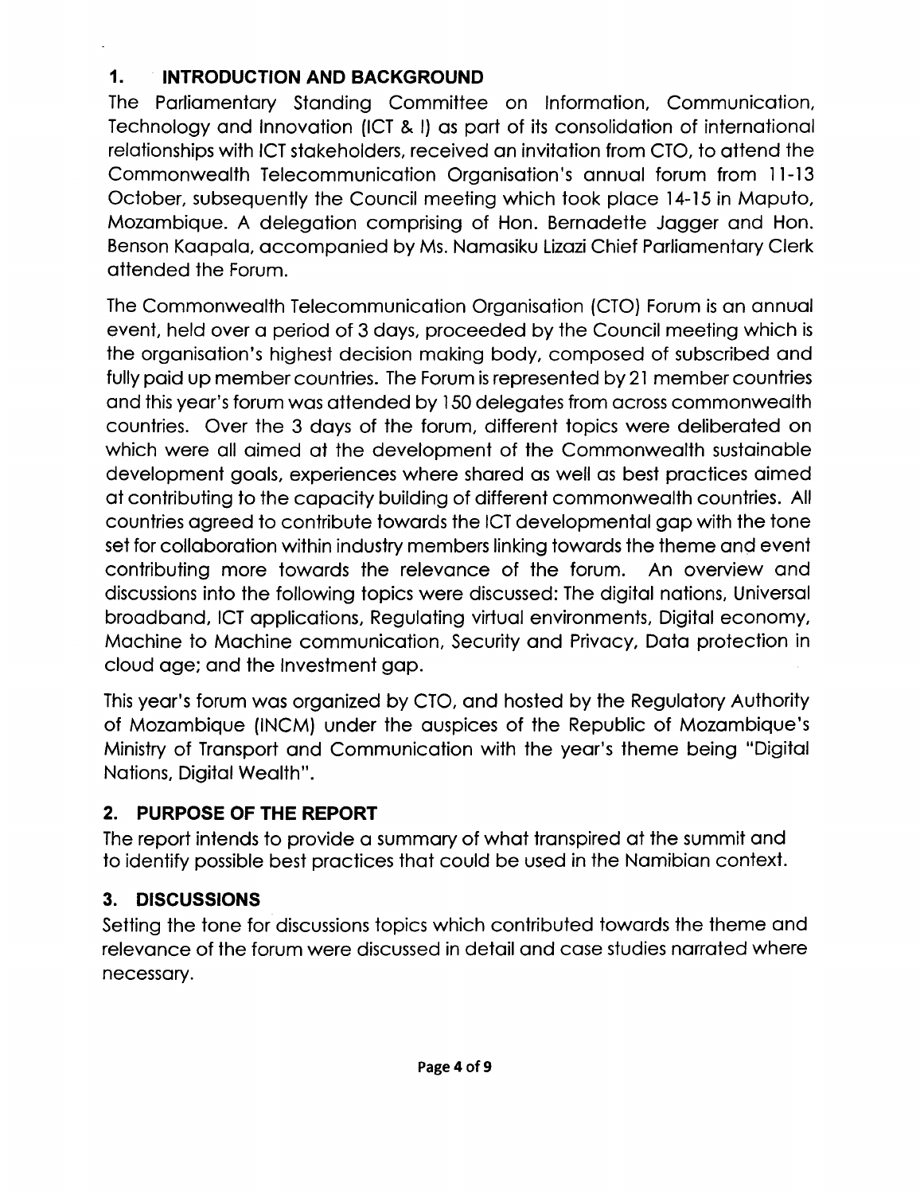## 1. INTRODUCTION AND BACKGROUND

The Parliamentary Standing Committee on Information, Communication, Technology and Innovation (ICT & I) as part of its consolidation of international relationships with ICT stakeholders, received an invitation from CTO, to attend the Commonwealth Telecommunication Organisation's annual forum from 11-13 October, subsequently the Council meeting which took place 14-15 in Maputo, Mozambique. A delegation comprising of Hon. Bernadette Jagger and Hon. Benson Kaapala, accompanied by Ms. Namasiku Lizazi Chief Parliamentary Clerk attended the Forum.

The Commonwealth Telecommunication Organisation (CTO) Forum is an annual event, held over a period of 3 days, proceeded by the Council meeting which is the organisation's highest decision making body, composed of subscribed and fully paid up member countries. The Forum is represented by 21 member countries and this year's forum was attended by 150 delegates from across commonwealth countries. Over the 3 days of the forum, different topics were deliberated on which were all aimed at the development of the Commonwealth sustainable development goals, experiences where shared as well as best practices aimed at contributing to the capacity building of different commonwealth countries. All countries agreed to contribute towards the ICT developmental gap with the tone set for collaboration within industry members linking towards the theme and event contributing more towards the relevance of the forum. An overview and discussions into the following topics were discussed: The digital nations, Universal broadband, ICT applications, Regulating virtual environments, Digital economy, Machine to Machine communication, Security and Privacy, Data protection in cloud age; and the Investment gap.

This year's forum was organized by CTO, and hosted by the Regulatory Authority of Mozambique (INCM) under the auspices of the Republic of Mozambique's Ministry of Transport and Communication with the year's theme being "Digital Nations, Digital Wealth".

## 2. PURPOSE OF THE REPORT

The report intends to provide a summary of what transpired at the summit and to identify possible best practices that could be used in the Namibian context.

## 3. DISCUSSIONS

Setting the tone for discussions topics which contributed towards the theme and relevance of the forum were discussed in detail and case studies narrated where necessary.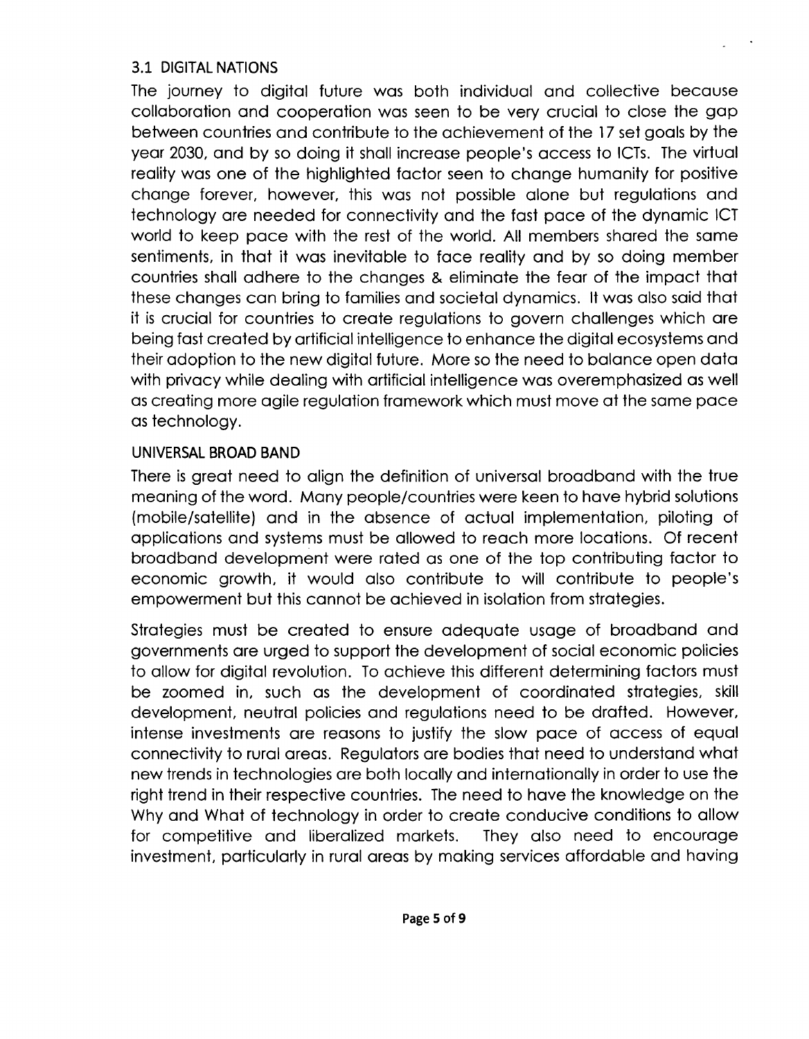### 3.1 DIGITAL NATIONS

The journey to digital future was both individual and collective because collaboration and cooperation was seen to be very crucial to close the gap between countries and contribute to the achievement of the 17 set goals by the year 2030, and by so doing it shall increase people's access to ICTs. The virtual reality was one of the highlighted factor seen to change humanity for positive change forever, however, this was not possible alone but regulations and technology are needed for connectivity and the fast pace of the dynamic ICT world to keep pace with the rest of the world. All members shared the same sentiments, in that it was inevitable to face reality and by so doing member countries shall adhere to the changes & eliminate the fear of the impact that these changes can bring to families and societal dynamics. It was also said that it is crucial for countries to create regulations to govern challenges which are being fast created by artificial intelligence to enhance the digital ecosystems and their adoption to the new digital future. More so the need to balance open data with privacy while dealing with artificial intelligence was overemphasized as well as creating more agile regulation framework which must move at the same pace as technology.

### UNIVERSAL BROAD BAND

There is great need to align the definition of universal broadband with the true meaning of the word. Many people/countries were keen to have hybrid solutions (mobile/satellite) and in the absence of actual implementation, piloting of applications and systems must be allowed to reach more locations. Of recent broadband development were rated as one of the top contributing factor to economic growth, it would also contribute to will contribute to people's empowerment but this cannot be achieved in isolation from strategies.

Strategies must be created to ensure adequate usage of broadband and governments are urged to support the development of social economic policies to allow for digital revolution. To achieve this different determining factors must be zoomed in, such as the development of coordinated strategies, skill development, neutral policies and regulations need to be drafted. However, intense investments are reasons to justify the slow pace of access of equal connectivity to rural areas. Regulators are bodies that need to understand what new trends in technologies are both locally and internationally in order to use the right trend in their respective countries. The need to have the knowledge on the Why and What of technology in order to create conducive conditions to allow for competitive and liberalized markets. They also need to encourage investment, particularly in rural areas by making services affordable and having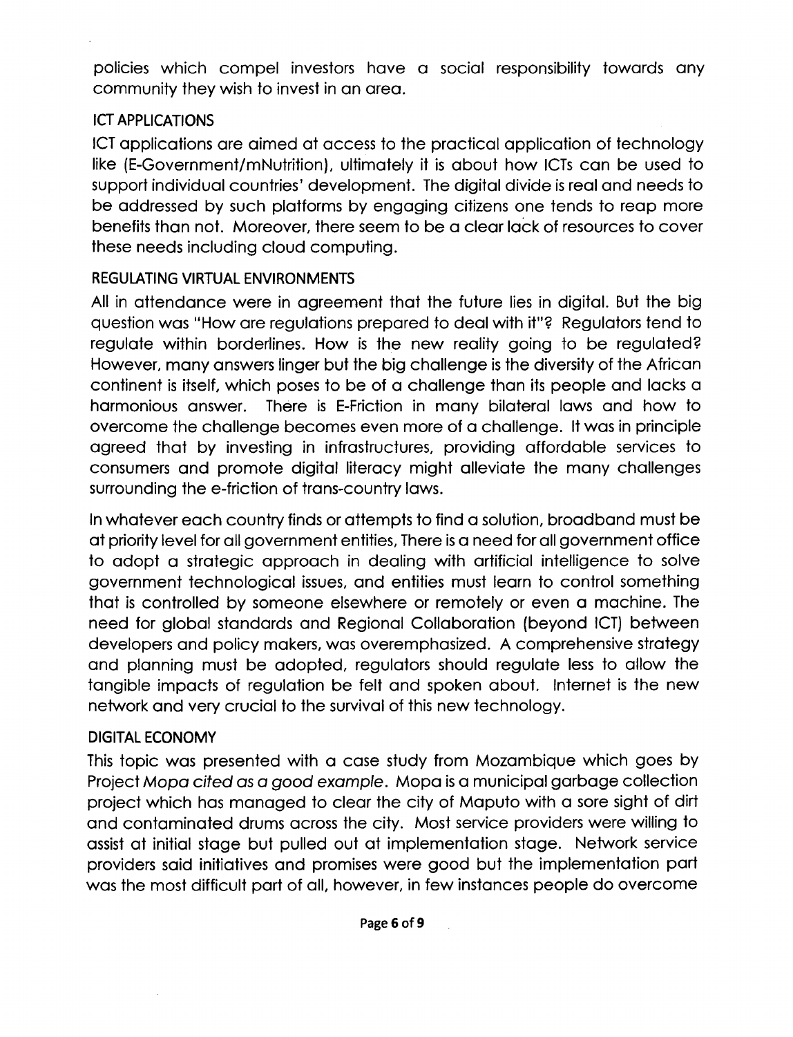policies which compel investors have a social responsibility towards any community they wish to invest in an area.

### ICT APPLICATIONS

ICT applications are aimed at access to the practical application of technology like (E-Government/mNutrition), ultimately it is about how ICTs can be used to support individual countries' development. The digital divide is real and needs to be addressed by such platforms by engaging citizens one tends to reap more benefits than not. Moreover, there seem to be a clear lack of resources to cover these needs including cloud computing.

### REGULATING VIRTUAL ENVIRONMENTS

All in attendance were in agreement that the future lies in digital. But the big question was "How are regulations prepared to deal with it"? Regulators tend to regulate within borderlines. How is the new reality going to be regulated? However, many answers linger but the big challenge is the diversity of the African continent is itself, which poses to be of a challenge than its people and lacks a harmonious answer. There is E-Friction in many bilateral laws and how to overcome the challenge becomes even more of a challenge. It was in principle agreed that by investing in infrastructures, providing affordable services to consumers and promote digital literacy might alleviate the many challenges surrounding the e-friction of trans-country laws.

In whatever each country finds or attempts to find a solution, broadband must be at priority level for all government entities, There is a need for all government office to adopt a strategic approach in dealing with artificial intelligence to solve government technological issues, and entities must learn to control something that is controlled by someone elsewhere or remotely or even a machine. The need for global standards and Regional Collaboration (beyond ICT) between developers and policy makers, was overemphasized. A comprehensive strategy and planning must be adopted, regulators should regulate less to allow the tangible impacts of regulation be felt and spoken about. Internet is the new network and very crucial to the survival of this new technology.

### DIGITAL ECONOMY

This topic was presented with a case study from Mozambique which goes by Project *Mopa cited as a good example*. Mopa is a municipal garbage collection project which has managed to clear the city of Maputo with a sore sight of dirt and contaminated drums across the city. Most service providers were willing to assist at initial stage but pulled out at implementation stage. Network service providers said initiatives and promises were good but the implementation part was the most difficult part of all, however, in few instances people do overcome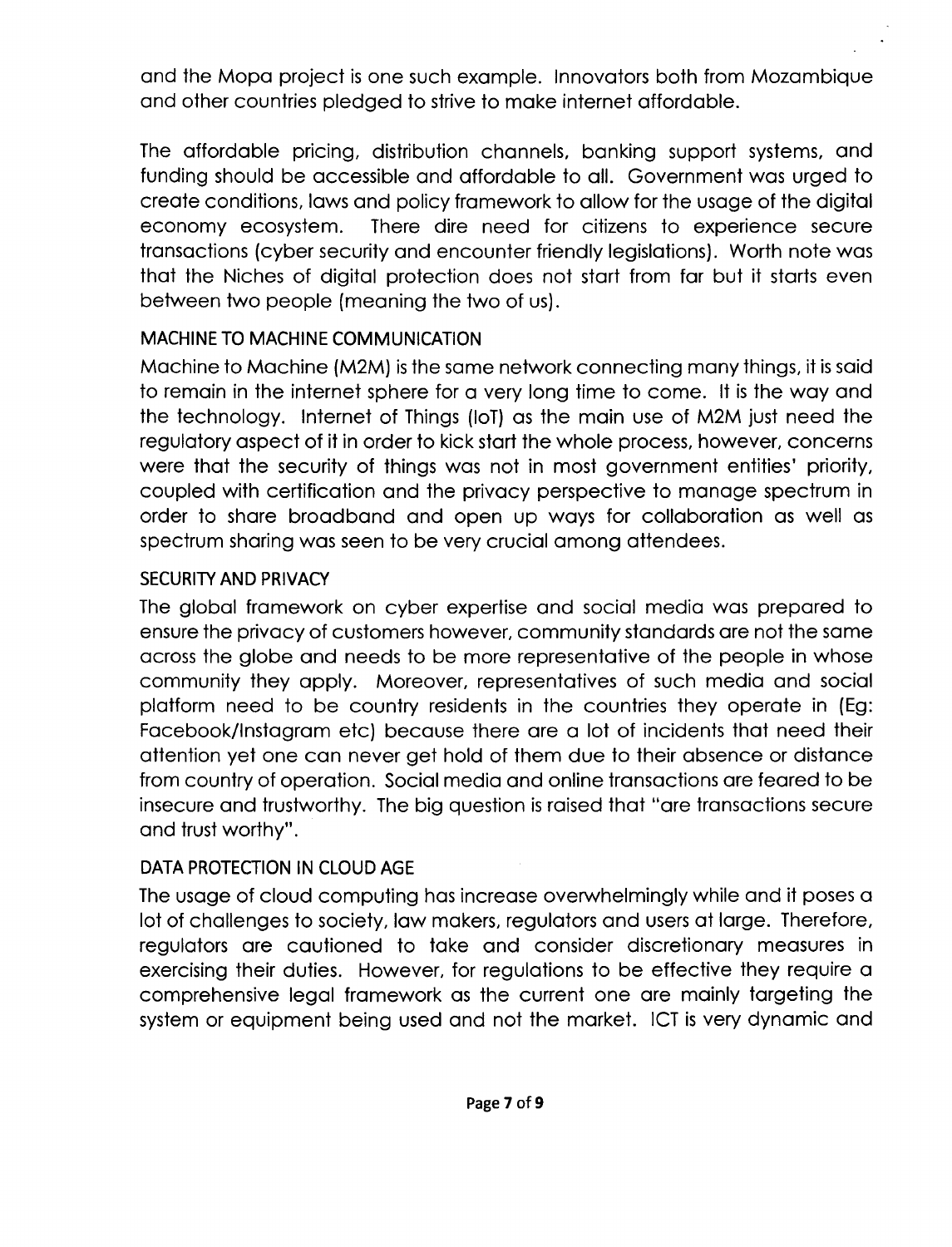and the Mopa project is one such example. Innovators both from Mozambique and other countries pledged to strive to make internet affordable.

The affordable pricing, distribution channels, banking support systems, and funding should be accessible and affordable to all. Government was urged to create conditions, laws and policy framework to allow for the usage of the digital economy ecosystem. There dire need for citizens to experience secure transactions (cyber security and encounter friendly legislations). Worth note was that the Niches of digital protection does not start from far but it starts even between two people (meaning the two of us).

### MACHINE TO MACHINE COMMUNICATION

Machine to Machine (M2M) is the same network connecting many things, it is said to remain in the internet sphere for a very long time to come. It is the way and the technology. Internet of Things (IoT) as the main use of M2M just need the regulatory aspect of it in order to kick start the whole process, however, concerns were that the security of things was not in most government entities' priority, coupled with certification and the privacy perspective to manage spectrum in order to share broadband and open up ways for collaboration as well as spectrum sharing was seen to be very crucial among attendees.

### SECURITY AND PRIVACY

The global framework on cyber expertise and social media was prepared to ensure the privacy of customers however, community standards are not the same across the globe and needs to be more representative of the people in whose community they apply. Moreover, representatives of such media and social platform need to be country residents in the countries they operate in (Eg: Facebook/Instagram etc) because there are a lot of incidents that need their attention yet one can never get hold of them due to their absence or distance from country of operation. Social media and online transactions are feared to be insecure and trustworthy. The big question is raised that "are transactions secure and trust worthy".

### DATA PROTECTION IN CLOUD AGE

The usage of cloud computing has increase overwhelmingly while and it poses a lot of challenges to society, law makers, regulators and users at large. Therefore, regulators are cautioned to take and consider discretionary measures in exercising their duties. However, for regulations to be effective they require a comprehensive legal framework as the current one are mainly targeting the system or equipment being used and not the market. ICT is very dynamic and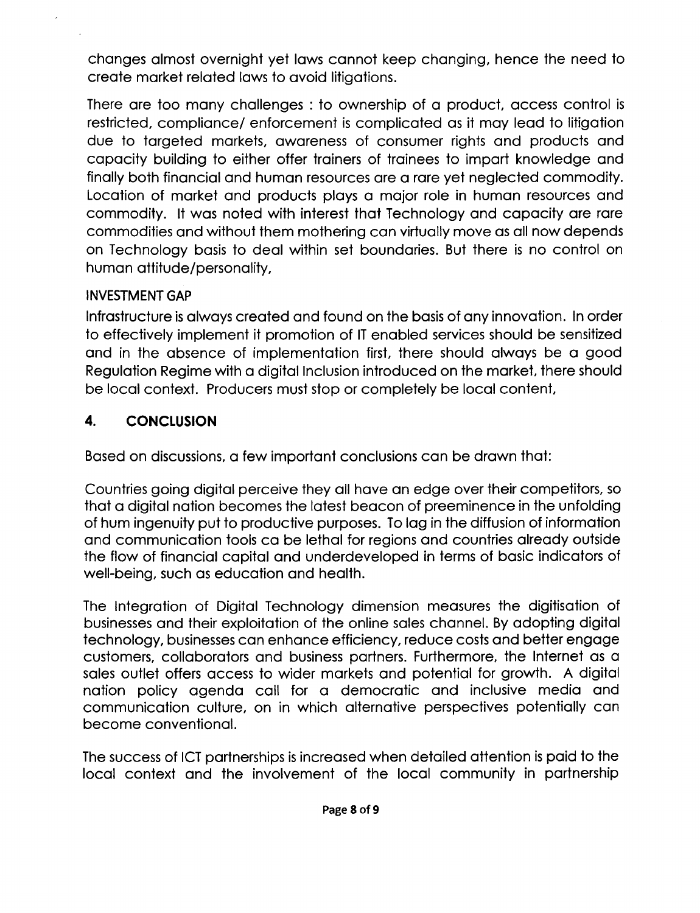changes almost overnight yet laws cannot keep changing, hence the need to create market related laws to avoid litigations.

There are too many challenges : to ownership of a product, access control is restricted, compliance/ enforcement is complicated as it may lead to litigation due to targeted markets, awareness of consumer rights and products and capacity building to either offer trainers of trainees to impart knowledge and finally both financial and human resources are a rare yet neglected commodity. Location of market and products plays a major role in human resources and commodity. It was noted with interest that Technology and capacity are rare commodities and without them mothering can virtually move as all now depends on Technology basis to deal within set boundaries. But there is no control on human attitude/personality,

INVESTMENT GAP

Infrastructure is always created and found on the basis of any innovation. In order to effectively implement it promotion of IT enabled services should be sensitized and in the absence of implementation first, there should always be a good Regulation Regime with a digital Inclusion introduced on the market, there should be local context. Producers must stop or completely be local content,

## 4. CONCLUSION

Based on discussions, a few important conclusions can be drawn that:

Countries going digital perceive they all have an edge over their competitors, so that a digital nation becomes the latest beacon of preeminence in the unfolding of hum ingenuity put to productive purposes. To lag in the diffusion of information and communication tools ca be lethal for regions and countries already outside the flow of financial capital and underdeveloped in terms of basic indicators of well-being, such as education and health.

The Integration of Digital Technology dimension measures the digitisation of businesses and their exploitation of the online sales channel. By adopting digital technology, businesses can enhance efficiency, reduce costs and better engage customers, collaborators and business partners. Furthermore, the Internet as a sales outlet offers access to wider markets and potential for growth. A digital nation policy agenda call for a democratic and inclusive media and communication culture, on in which alternative perspectives potentially can become conventional.

The success of ICT partnerships is increased when detailed attention is paid to the local context and the involvement of the local community in partnership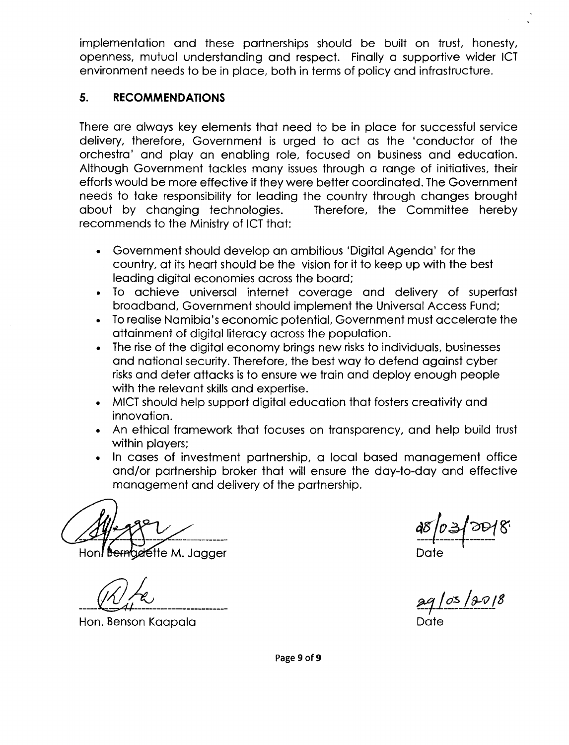implementation and these partnerships should be built on trust, honesty, openness, mutual understanding and respect. Finally a supportive wider ICT environment needs to be in place, both in terms of policy and infrastructure.

## 5. RECOMMENDATIONS

There are always key elements that need to be in place for successful service delivery, therefore, Government is urged to act as the 'conductor of the orchestra' and play an enabling role, focused on business and education. Although Government tackles many issues through a range of initiatives, their efforts would be more effective if they were better coordinated. The Government needs to take responsibility for leading the country through changes brought about by changing technologies. Therefore, the Committee hereby recommends to the Ministry of ICT that:

- Government should develop an ambitious 'Digital Agenda' for the country, at its heart should be the vision for it to keep up with the best leading digital economies across the board;
- To achieve universal internet coverage and delivery of superfast broadband, Government should implement the Universal Access Fund;
- To realise Namibia's economic potential, Government must accelerate the attainment of digital literacy across the population.
- The rise of the digital economy brings new risks to individuals, businesses and national security. Therefore, the best way to defend against cyber risks and deter attacks is to ensure we train and deploy enough people with the relevant skills and expertise.
- MICT should help support digital education that fosters creativity and innovation.
- An ethical framework that focuses on transparency, and help build trust within players;
- In cases of investment partnership, a local based management office and/or partnership broker that will ensure the day-to-day and effective management and delivery of the partnership.

Hon. Bernadette M. Jagger — Date: 28/03/2018

Hon. Benson Kaapala — Date: 29/03/2018